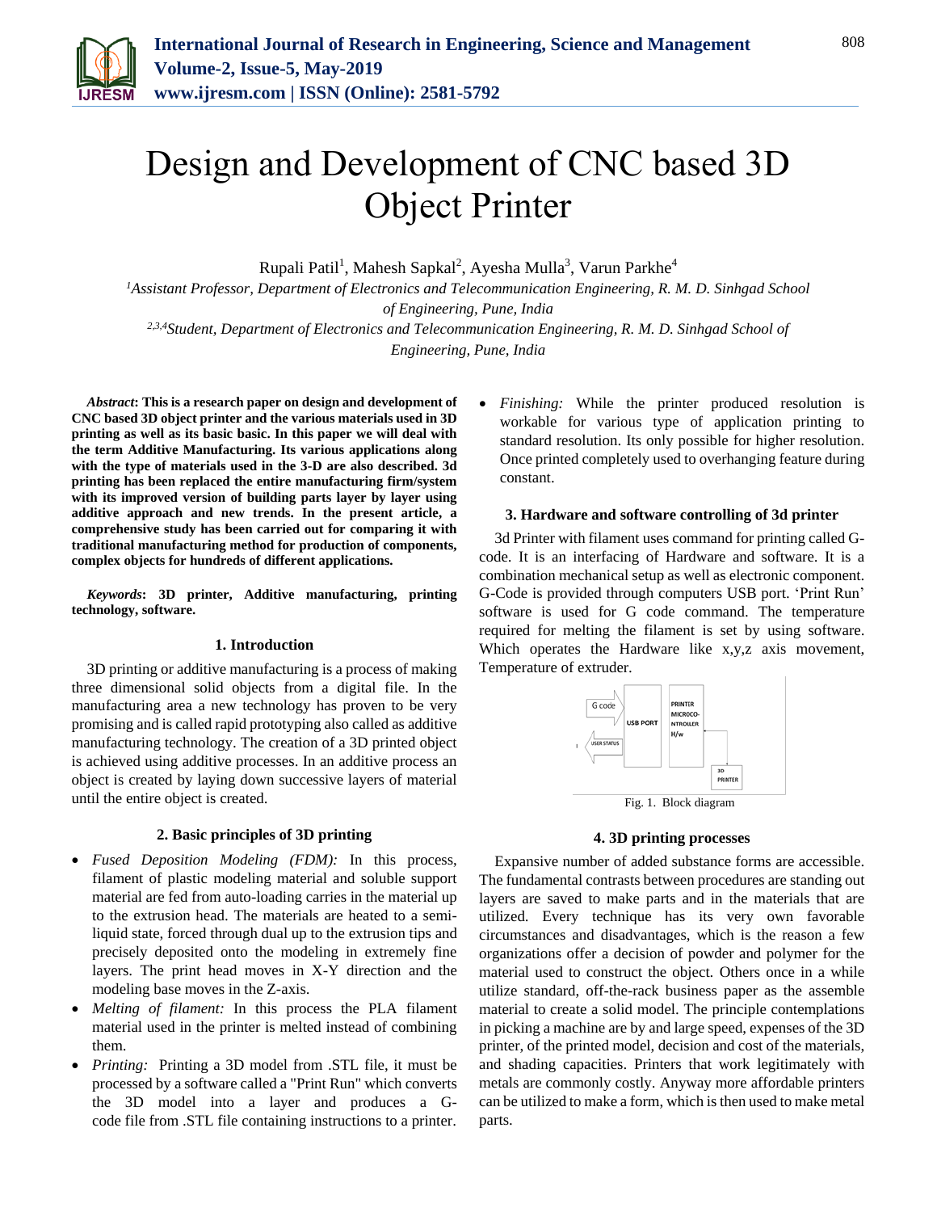# Design and Development of CNC based 3D Object Printer

Rupali Patil[1], Mahesh Sapkal[2], Ayesha Mulla[3], Varun Parkhe[4]

[1]*Assistant Professor, Department of Electronics and Telecommunication Engineering, R. M. D. Sinhgad School of Engineering, Pune, India*

[2,3,4]*Student, Department of Electronics and Telecommunication Engineering, R. M. D. Sinhgad School of Engineering, Pune, India*

***Abstract*****: This is a research paper on design and development of CNC based 3D object printer and the various materials used in 3D printing as well as its basic basic. In this paper we will deal with the term Additive Manufacturing. Its various applications along with the type of materials used in the 3-D are also described. 3d printing has been replaced the entire manufacturing firm/system with its improved version of building parts layer by layer using additive approach and new trends. In the present article, a comprehensive study has been carried out for comparing it with traditional manufacturing method for production of components, complex objects for hundreds of different applications.**

***Keywords*****: 3D printer, Additive manufacturing, printing technology, software.**

## 1. Introduction

3D printing or additive manufacturing is a process of making three dimensional solid objects from a digital file. In the manufacturing area a new technology has proven to be very promising and is called rapid prototyping also called as additive manufacturing technology. The creation of a 3D printed object is achieved using additive processes. In an additive process an object is created by laying down successive layers of material until the entire object is created.

## 2. Basic principles of 3D printing

- *Fused Deposition Modeling (FDM):* In this process, filament of plastic modeling material and soluble support material are fed from auto-loading carries in the material up to the extrusion head. The materials are heated to a semi-liquid state, forced through dual up to the extrusion tips and precisely deposited onto the modeling in extremely fine layers. The print head moves in X-Y direction and the modeling base moves in the Z-axis.
- *Melting of filament:* In this process the PLA filament material used in the printer is melted instead of combining them.
- *Printing:* Printing a 3D model from .STL file, it must be processed by a software called a "Print Run" which converts the 3D model into a layer and produces a G-code file from .STL file containing instructions to a printer.
- *Finishing:* While the printer produced resolution is workable for various type of application printing to standard resolution. Its only possible for higher resolution. Once printed completely used to overhanging feature during constant.

## 3. Hardware and software controlling of 3d printer

3d Printer with filament uses command for printing called G-code. It is an interfacing of Hardware and software. It is a combination mechanical setup as well as electronic component. G-Code is provided through computers USB port. 'Print Run' software is used for G code command. The temperature required for melting the filament is set by using software. Which operates the Hardware like x,y,z axis movement, Temperature of extruder.

G code | USB PORT | PRINTER MICROCONTROLLER H/w | USER STATUS | 3D PRINTER

Fig. 1. Block diagram

## 4. 3D printing processes

Expansive number of added substance forms are accessible. The fundamental contrasts between procedures are standing out layers are saved to make parts and in the materials that are utilized. Every technique has its very own favorable circumstances and disadvantages, which is the reason a few organizations offer a decision of powder and polymer for the material used to construct the object. Others once in a while utilize standard, off-the-rack business paper as the assemble material to create a solid model. The principle contemplations in picking a machine are by and large speed, expenses of the 3D printer, of the printed model, decision and cost of the materials, and shading capacities. Printers that work legitimately with metals are commonly costly. Anyway more affordable printers can be utilized to make a form, which is then used to make metal parts.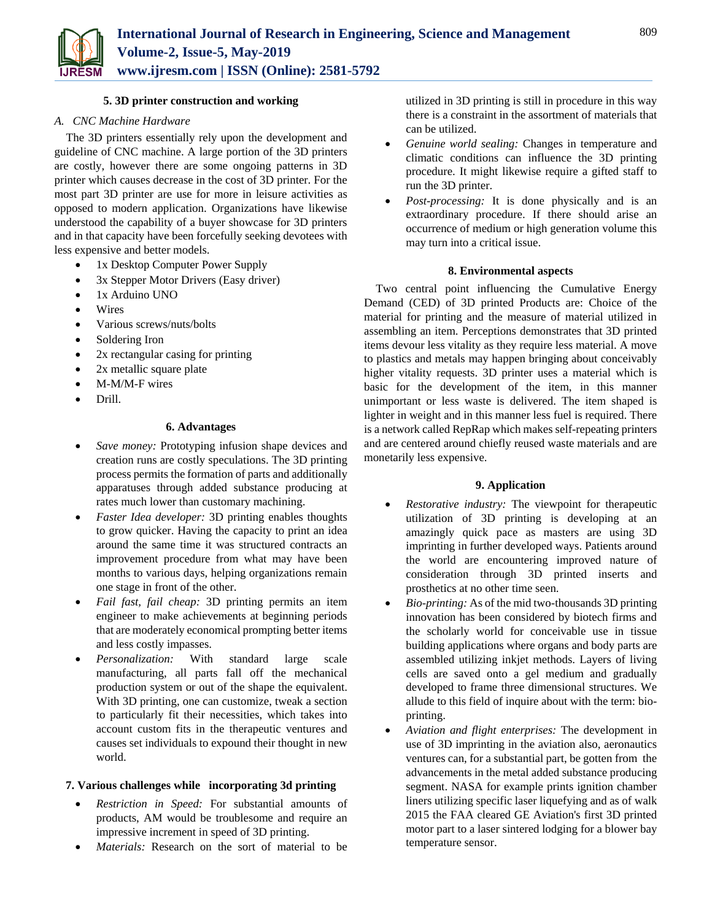## 5. 3D printer construction and working

### A. CNC Machine Hardware

The 3D printers essentially rely upon the development and guideline of CNC machine. A large portion of the 3D printers are costly, however there are some ongoing patterns in 3D printer which causes decrease in the cost of 3D printer. For the most part 3D printer are use for more in leisure activities as opposed to modern application. Organizations have likewise understood the capability of a buyer showcase for 3D printers and in that capacity have been forcefully seeking devotees with less expensive and better models.

- 1x Desktop Computer Power Supply
- 3x Stepper Motor Drivers (Easy driver)
- 1x Arduino UNO
- Wires
- Various screws/nuts/bolts
- Soldering Iron
- 2x rectangular casing for printing
- 2x metallic square plate
- M-M/M-F wires
- Drill.

## 6. Advantages

- *Save money:* Prototyping infusion shape devices and creation runs are costly speculations. The 3D printing process permits the formation of parts and additionally apparatuses through added substance producing at rates much lower than customary machining.
- *Faster Idea developer:* 3D printing enables thoughts to grow quicker. Having the capacity to print an idea around the same time it was structured contracts an improvement procedure from what may have been months to various days, helping organizations remain one stage in front of the other.
- *Fail fast, fail cheap:* 3D printing permits an item engineer to make achievements at beginning periods that are moderately economical prompting better items and less costly impasses.
- *Personalization:* With standard large scale manufacturing, all parts fall off the mechanical production system or out of the shape the equivalent. With 3D printing, one can customize, tweak a section to particularly fit their necessities, which takes into account custom fits in the therapeutic ventures and causes set individuals to expound their thought in new world.

## 7. Various challenges while incorporating 3d printing

- *Restriction in Speed:* For substantial amounts of products, AM would be troublesome and require an impressive increment in speed of 3D printing.
- *Materials:* Research on the sort of material to be utilized in 3D printing is still in procedure in this way there is a constraint in the assortment of materials that can be utilized.
- *Genuine world sealing:* Changes in temperature and climatic conditions can influence the 3D printing procedure. It might likewise require a gifted staff to run the 3D printer.
- *Post-processing:* It is done physically and is an extraordinary procedure. If there should arise an occurrence of medium or high generation volume this may turn into a critical issue.

## 8. Environmental aspects

Two central point influencing the Cumulative Energy Demand (CED) of 3D printed Products are: Choice of the material for printing and the measure of material utilized in assembling an item. Perceptions demonstrates that 3D printed items devour less vitality as they require less material. A move to plastics and metals may happen bringing about conceivably higher vitality requests. 3D printer uses a material which is basic for the development of the item, in this manner unimportant or less waste is delivered. The item shaped is lighter in weight and in this manner less fuel is required. There is a network called RepRap which makes self-repeating printers and are centered around chiefly reused waste materials and are monetarily less expensive.

## 9. Application

- *Restorative industry:* The viewpoint for therapeutic utilization of 3D printing is developing at an amazingly quick pace as masters are using 3D imprinting in further developed ways. Patients around the world are encountering improved nature of consideration through 3D printed inserts and prosthetics at no other time seen.
- *Bio-printing:* As of the mid two-thousands 3D printing innovation has been considered by biotech firms and the scholarly world for conceivable use in tissue building applications where organs and body parts are assembled utilizing inkjet methods. Layers of living cells are saved onto a gel medium and gradually developed to frame three dimensional structures. We allude to this field of inquire about with the term: bio-printing.
- *Aviation and flight enterprises:* The development in use of 3D imprinting in the aviation also, aeronautics ventures can, for a substantial part, be gotten from the advancements in the metal added substance producing segment. NASA for example prints ignition chamber liners utilizing specific laser liquefying and as of walk 2015 the FAA cleared GE Aviation's first 3D printed motor part to a laser sintered lodging for a blower bay temperature sensor.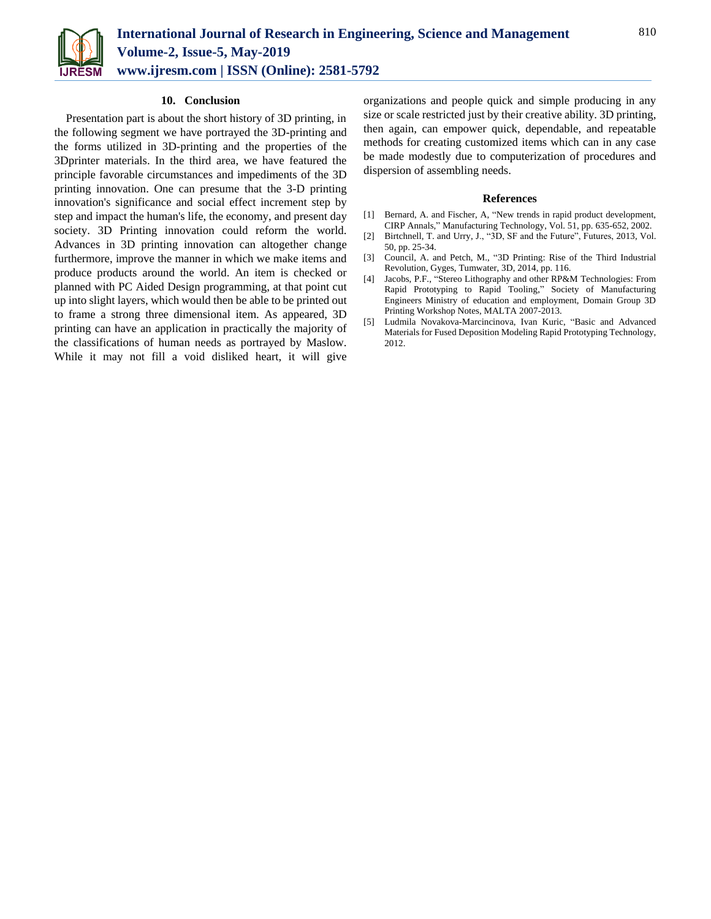## 10. Conclusion

Presentation part is about the short history of 3D printing, in the following segment we have portrayed the 3D-printing and the forms utilized in 3D-printing and the properties of the 3Dprinter materials. In the third area, we have featured the principle favorable circumstances and impediments of the 3D printing innovation. One can presume that the 3-D printing innovation's significance and social effect increment step by step and impact the human's life, the economy, and present day society. 3D Printing innovation could reform the world. Advances in 3D printing innovation can altogether change furthermore, improve the manner in which we make items and produce products around the world. An item is checked or planned with PC Aided Design programming, at that point cut up into slight layers, which would then be able to be printed out to frame a strong three dimensional item. As appeared, 3D printing can have an application in practically the majority of the classifications of human needs as portrayed by Maslow. While it may not fill a void disliked heart, it will give organizations and people quick and simple producing in any size or scale restricted just by their creative ability. 3D printing, then again, can empower quick, dependable, and repeatable methods for creating customized items which can in any case be made modestly due to computerization of procedures and dispersion of assembling needs.

## References

[1] Bernard, A. and Fischer, A, "New trends in rapid product development, CIRP Annals," Manufacturing Technology, Vol. 51, pp. 635-652, 2002.

[2] Birtchnell, T. and Urry, J., "3D, SF and the Future", Futures, 2013, Vol. 50, pp. 25-34.

[3] Council, A. and Petch, M., "3D Printing: Rise of the Third Industrial Revolution, Gyges, Tumwater, 3D, 2014, pp. 116.

[4] Jacobs, P.F., "Stereo Lithography and other RP&M Technologies: From Rapid Prototyping to Rapid Tooling," Society of Manufacturing Engineers Ministry of education and employment, Domain Group 3D Printing Workshop Notes, MALTA 2007-2013.

[5] Ludmila Novakova-Marcincinova, Ivan Kuric, "Basic and Advanced Materials for Fused Deposition Modeling Rapid Prototyping Technology, 2012.